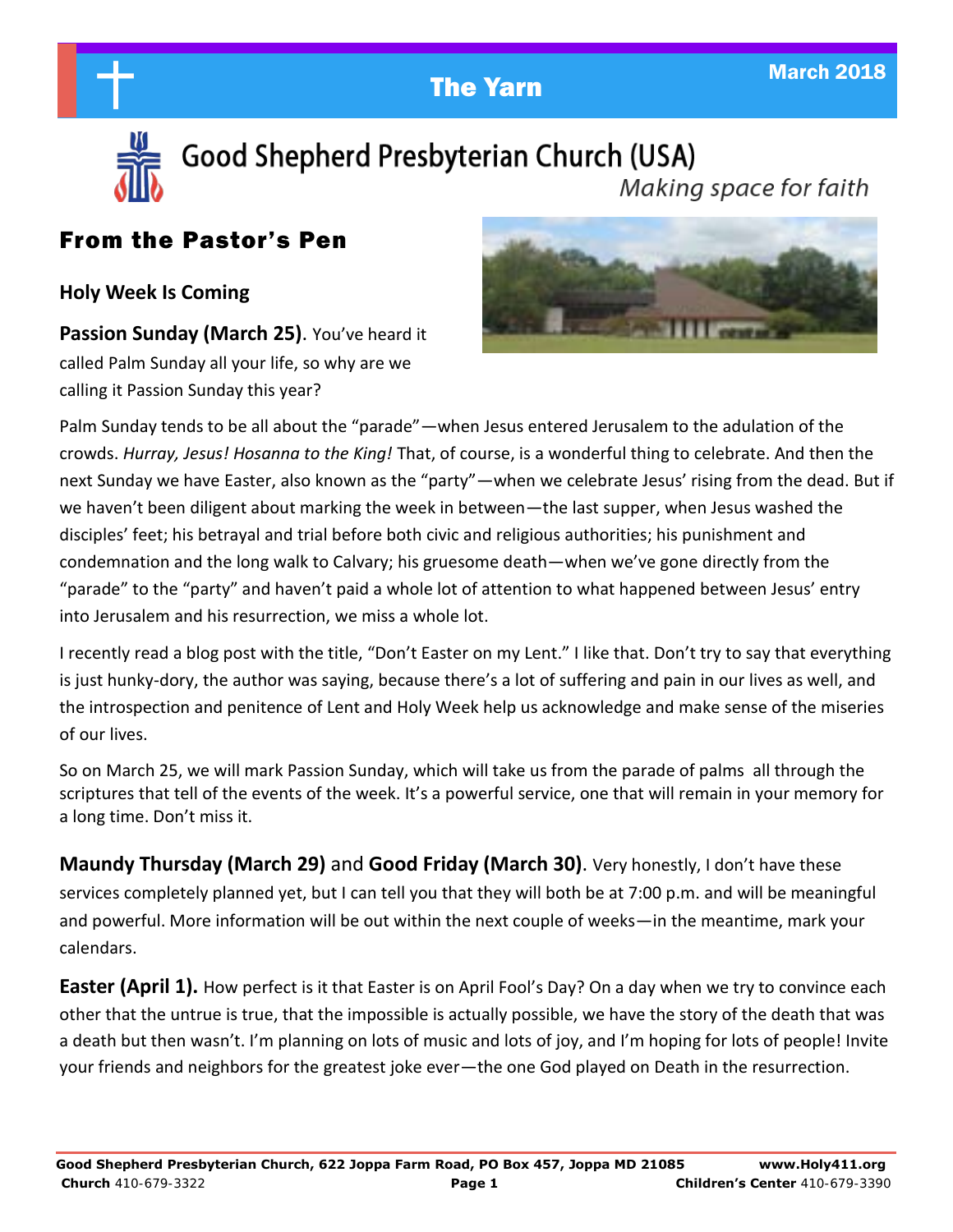# The Yarn

March 2018

## Good Shepherd Presbyterian Church (USA)

*Making space for faith*

## From the Pastor's Pen

### Holy Week Is Coming

**Passion Sunday (March 25)**. You've heard it called Palm Sunday all your life, so why are we calling it Passion Sunday this year?

Palm Sunday tends to be all about the "parade"—when Jesus entered Jerusalem to the adulation of the crowds. *Hurray, Jesus! Hosanna to the King!* That, of course, is a wonderful thing to celebrate. And then the next Sunday we have Easter, also known as the "party"—when we celebrate Jesus' rising from the dead. But if we haven't been diligent about marking the week in between—the last supper, when Jesus washed the disciples' feet; his betrayal and trial before both civic and religious authorities; his punishment and condemnation and the long walk to Calvary; his gruesome death—when we've gone directly from the "parade" to the "party" and haven't paid a whole lot of attention to what happened between Jesus' entry into Jerusalem and his resurrection, we miss a whole lot.

I recently read a blog post with the title, "Don't Easter on my Lent." I like that. Don't try to say that everything is just hunky-dory, the author was saying, because there's a lot of suffering and pain in our lives as well, and the introspection and penitence of Lent and Holy Week help us acknowledge and make sense of the miseries of our lives.

So on March 25, we will mark Passion Sunday, which will take us from the parade of palms all through the scriptures that tell of the events of the week. It's a powerful service, one that will remain in your memory for a long time. Don't miss it.

**Maundy Thursday (March 29)** and **Good Friday (March 30)**. Very honestly, I don't have these services completely planned yet, but I can tell you that they will both be at 7:00 p.m. and will be meaningful and powerful. More information will be out within the next couple of weeks—in the meantime, mark your calendars.

**Easter (April 1).** How perfect is it that Easter is on April Fool's Day? On a day when we try to convince each other that the untrue is true, that the impossible is actually possible, we have the story of the death that was a death but then wasn't. I'm planning on lots of music and lots of joy, and I'm hoping for lots of people! Invite your friends and neighbors for the greatest joke ever—the one God played on Death in the resurrection.

**Good Shepherd Presbyterian Church, 622 Joppa Farm Road, PO Box 457, Joppa MD 21085** **www.Holy411.org**
**Church** 410-679-3322 **Children's Center** 410-679-3390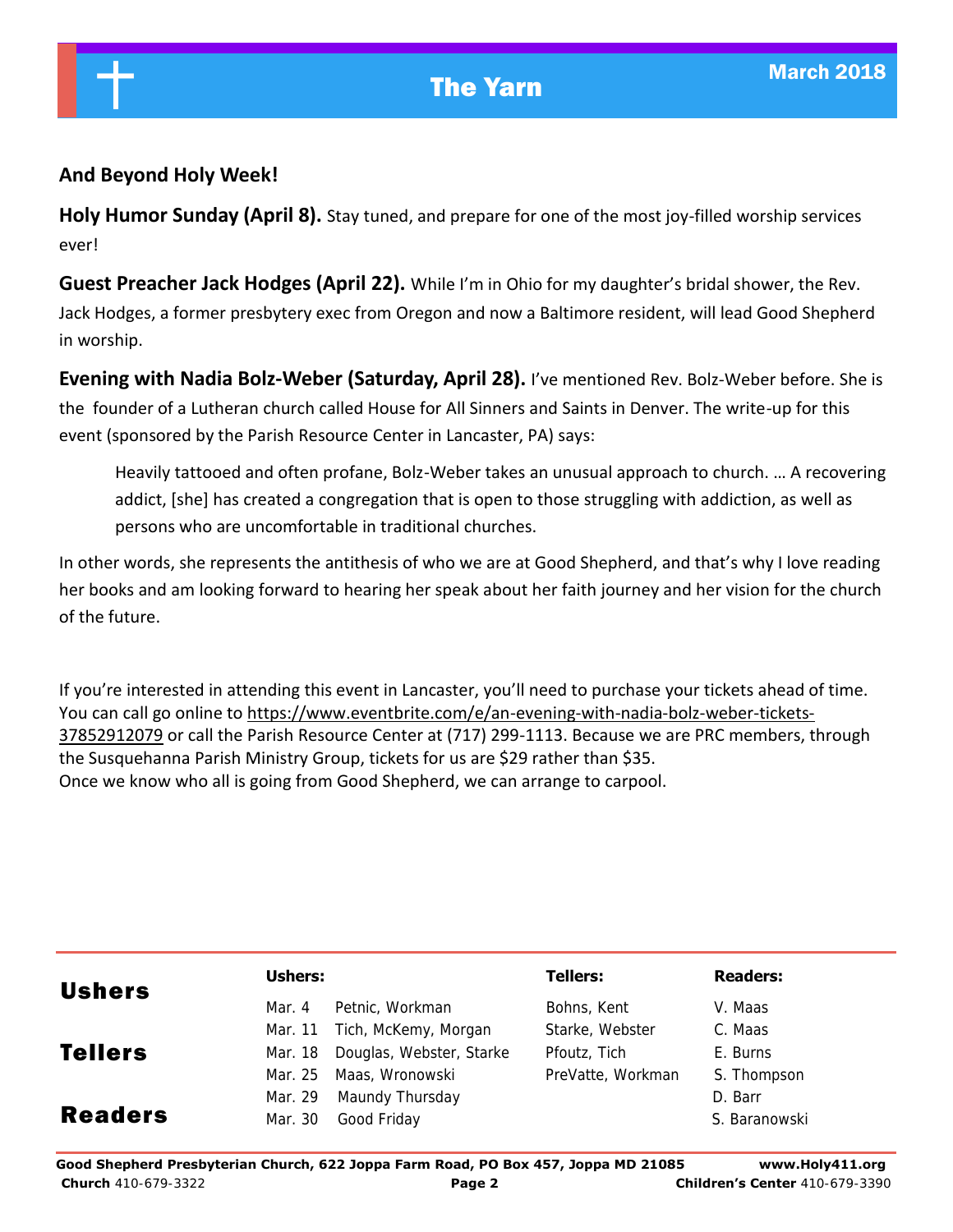## And Beyond Holy Week!

**Holy Humor Sunday (April 8).** Stay tuned, and prepare for one of the most joy-filled worship services ever!

**Guest Preacher Jack Hodges (April 22).** While I'm in Ohio for my daughter's bridal shower, the Rev. Jack Hodges, a former presbytery exec from Oregon and now a Baltimore resident, will lead Good Shepherd in worship.

**Evening with Nadia Bolz-Weber (Saturday, April 28).** I've mentioned Rev. Bolz-Weber before. She is the founder of a Lutheran church called House for All Sinners and Saints in Denver. The write-up for this event (sponsored by the Parish Resource Center in Lancaster, PA) says:

> Heavily tattooed and often profane, Bolz-Weber takes an unusual approach to church. … A recovering addict, [she] has created a congregation that is open to those struggling with addiction, as well as persons who are uncomfortable in traditional churches.

In other words, she represents the antithesis of who we are at Good Shepherd, and that's why I love reading her books and am looking forward to hearing her speak about her faith journey and her vision for the church of the future.

If you're interested in attending this event in Lancaster, you'll need to purchase your tickets ahead of time. You can call go online to https://www.eventbrite.com/e/an-evening-with-nadia-bolz-weber-tickets-37852912079 or call the Parish Resource Center at (717) 299-1113. Because we are PRC members, through the Susquehanna Parish Ministry Group, tickets for us are $29 rather than $35.
Once we know who all is going from Good Shepherd, we can arrange to carpool.

## Ushers Tellers Readers

| Date | Ushers: | Tellers: | Readers: |
|---|---|---|---|
| Mar. 4 | Petnic, Workman | Bohns, Kent | V. Maas |
| Mar. 11 | Tich, McKemy, Morgan | Starke, Webster | C. Maas |
| Mar. 18 | Douglas, Webster, Starke | Pfoutz, Tich | E. Burns |
| Mar. 25 | Maas, Wronowski | PreVatte, Workman | S. Thompson |
| Mar. 29 | Maundy Thursday | | D. Barr |
| Mar. 30 | Good Friday | | S. Baranowski |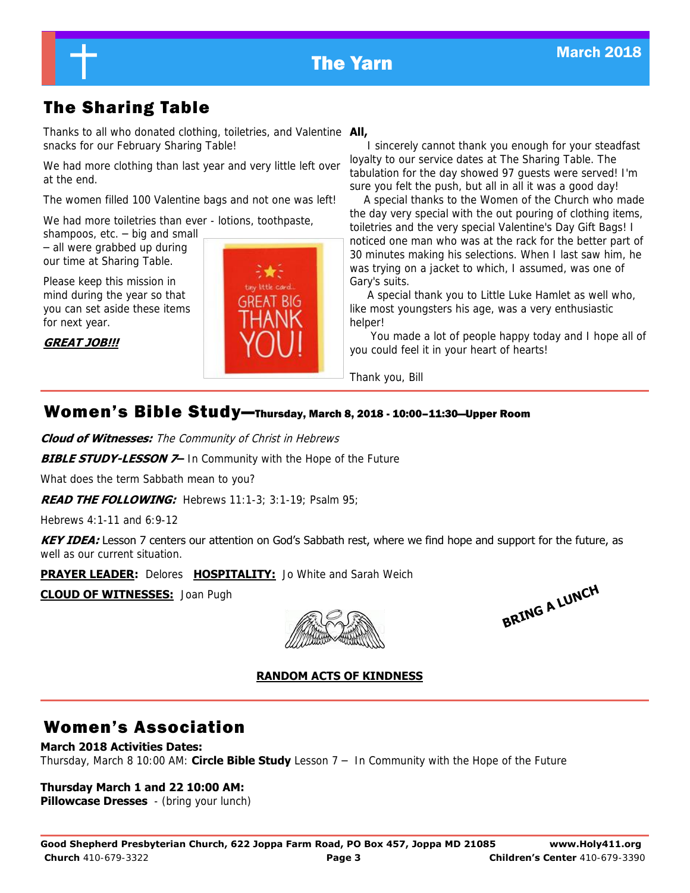# The Sharing Table

Thanks to all who donated clothing, toiletries, and Valentine snacks for our February Sharing Table!

We had more clothing than last year and very little left over at the end.

The women filled 100 Valentine bags and not one was left!

We had more toiletries than ever - lotions, toothpaste, shampoos, etc. – big and small – all were grabbed up during our time at Sharing Table.

Please keep this mission in mind during the year so that you can set aside these items for next year.

***GREAT JOB!!!***

**All,**

I sincerely cannot thank you enough for your steadfast loyalty to our service dates at The Sharing Table. The tabulation for the day showed 97 guests were served! I'm sure you felt the push, but all in all it was a good day!

A special thanks to the Women of the Church who made the day very special with the out pouring of clothing items, toiletries and the very special Valentine's Day Gift Bags! I noticed one man who was at the rack for the better part of 30 minutes making his selections. When I last saw him, he was trying on a jacket to which, I assumed, was one of Gary's suits.

A special thank you to Little Luke Hamlet as well who, like most youngsters his age, was a very enthusiastic helper!

You made a lot of people happy today and I hope all of you could feel it in your heart of hearts!

Thank you, Bill

# Women's Bible Study—Thursday, March 8, 2018 - 10:00–11:30—Upper Room

***Cloud of Witnesses:*** *The Community of Christ in Hebrews*

***BIBLE STUDY-LESSON 7–*** In Community with the Hope of the Future

What does the term Sabbath mean to you?

***READ THE FOLLOWING:*** Hebrews 11:1-3; 3:1-19; Psalm 95;

Hebrews 4:1-11 and 6:9-12

***KEY IDEA:*** Lesson 7 centers our attention on God's Sabbath rest, where we find hope and support for the future, as well as our current situation.

**PRAYER LEADER:** Delores **HOSPITALITY:** Jo White and Sarah Weich

**CLOUD OF WITNESSES:** Joan Pugh

**BRING A LUNCH**

**RANDOM ACTS OF KINDNESS**

# Women's Association

**March 2018 Activities Dates:**
Thursday, March 8 10:00 AM: **Circle Bible Study** Lesson 7 – In Community with the Hope of the Future

**Thursday March 1 and 22 10:00 AM:**
**Pillowcase Dresses** - (bring your lunch)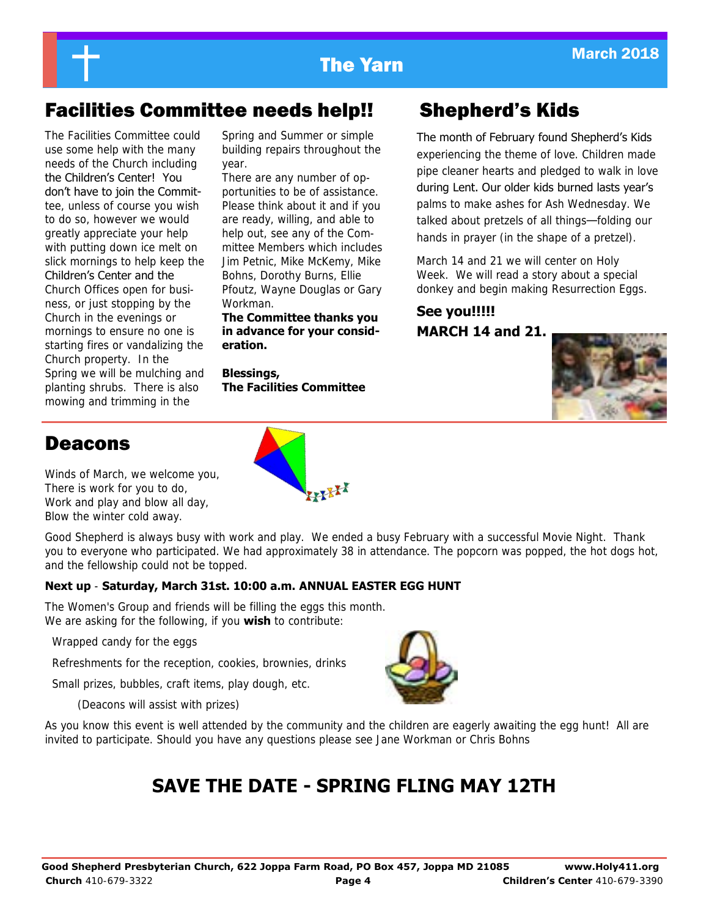## Facilities Committee needs help!!

The Facilities Committee could use some help with the many needs of the Church including the Children's Center! You don't have to join the Committee, unless of course you wish to do so, however we would greatly appreciate your help with putting down ice melt on slick mornings to help keep the Children's Center and the Church Offices open for business, or just stopping by the Church in the evenings or mornings to ensure no one is starting fires or vandalizing the Church property. In the Spring we will be mulching and planting shrubs. There is also mowing and trimming in the Spring and Summer or simple building repairs throughout the year.

There are any number of opportunities to be of assistance. Please think about it and if you are ready, willing, and able to help out, see any of the Committee Members which includes Jim Petnic, Mike McKemy, Mike Bohns, Dorothy Burns, Ellie Pfoutz, Wayne Douglas or Gary Workman.

**The Committee thanks you in advance for your consideration.**

**Blessings,**
**The Facilities Committee**

## Shepherd's Kids

The month of February found Shepherd's Kids experiencing the theme of love. Children made pipe cleaner hearts and pledged to walk in love during Lent. Our older kids burned lasts year's palms to make ashes for Ash Wednesday. We talked about pretzels of all things—folding our hands in prayer (in the shape of a pretzel).

March 14 and 21 we will center on Holy Week. We will read a story about a special donkey and begin making Resurrection Eggs.

**See you!!!!!**
**MARCH 14 and 21.**

## Deacons

Winds of March, we welcome you,
There is work for you to do,
Work and play and blow all day,
Blow the winter cold away.

Good Shepherd is always busy with work and play. We ended a busy February with a successful Movie Night. Thank you to everyone who participated. We had approximately 38 in attendance. The popcorn was popped, the hot dogs hot, and the fellowship could not be topped.

**Next up** - **Saturday, March 31st. 10:00 a.m. ANNUAL EASTER EGG HUNT**

The Women's Group and friends will be filling the eggs this month.
We are asking for the following, if you **wish** to contribute:

Wrapped candy for the eggs

Refreshments for the reception, cookies, brownies, drinks

Small prizes, bubbles, craft items, play dough, etc.

(Deacons will assist with prizes)

As you know this event is well attended by the community and the children are eagerly awaiting the egg hunt! All are invited to participate. Should you have any questions please see Jane Workman or Chris Bohns

## SAVE THE DATE - SPRING FLING MAY 12TH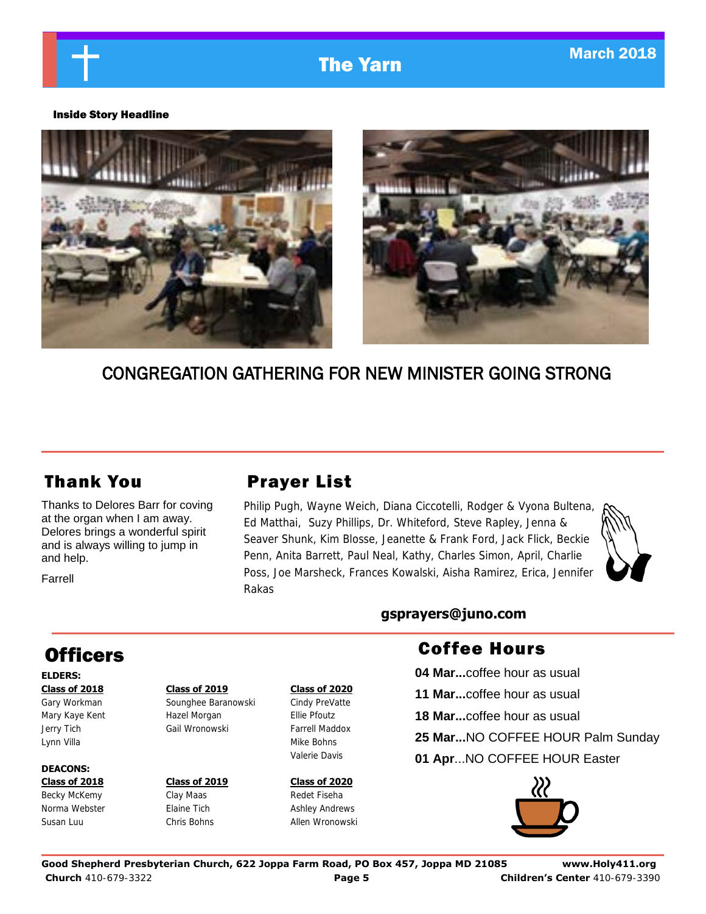**Inside Story Headline**

CONGREGATION GATHERING FOR NEW MINISTER GOING STRONG

## Thank You

Thanks to Delores Barr for coving at the organ when I am away. Delores brings a wonderful spirit and is always willing to jump in and help.

Farrell

## Prayer List

Philip Pugh, Wayne Weich, Diana Ciccotelli, Rodger & Vyona Bultena, Ed Matthai, Suzy Phillips, Dr. Whiteford, Steve Rapley, Jenna & Seaver Shunk, Kim Blosse, Jeanette & Frank Ford, Jack Flick, Beckie Penn, Anita Barrett, Paul Neal, Kathy, Charles Simon, April, Charlie Poss, Joe Marsheck, Frances Kowalski, Aisha Ramirez, Erica, Jennifer Rakas

**gsprayers@juno.com**

## Officers

**ELDERS:**

| Class of 2018 | Class of 2019 | Class of 2020 |
|---|---|---|
| Gary Workman | Sounghee Baranowski | Cindy PreVatte |
| Mary Kaye Kent | Hazel Morgan | Ellie Pfoutz |
| Jerry Tich | Gail Wronowski | Farrell Maddox |
| Lynn Villa | | Mike Bohns |
| | | Valerie Davis |

**DEACONS:**

| Class of 2018 | Class of 2019 | Class of 2020 |
|---|---|---|
| Becky McKemy | Clay Maas | Redet Fiseha |
| Norma Webster | Elaine Tich | Ashley Andrews |
| Susan Luu | Chris Bohns | Allen Wronowski |

## Coffee Hours

**04 Mar...**coffee hour as usual

**11 Mar...**coffee hour as usual

**18 Mar...**coffee hour as usual

**25 Mar...**NO COFFEE HOUR Palm Sunday

**01 Apr**...NO COFFEE HOUR Easter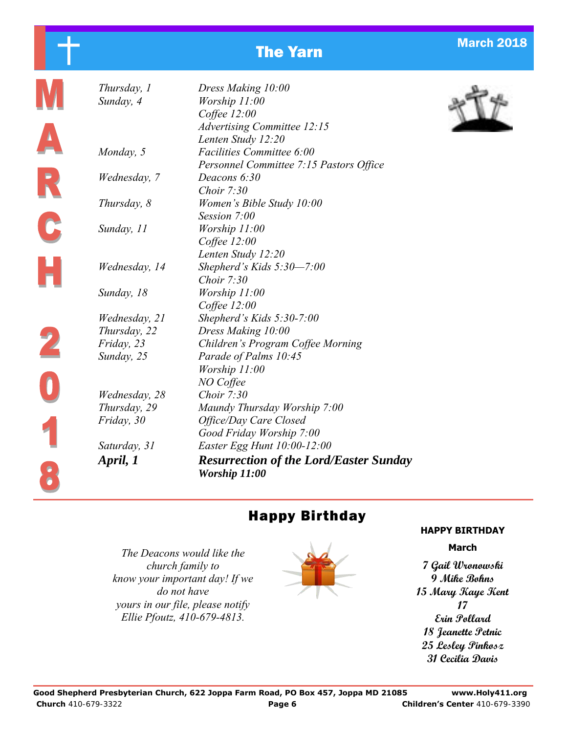# The Yarn

March 2018

MARCH 2018

| | |
|---|---|
| *Thursday, 1* | *Dress Making 10:00* |
| *Sunday, 4* | *Worship 11:00* |
| | *Coffee 12:00* |
| | *Advertising Committee 12:15* |
| | *Lenten Study 12:20* |
| *Monday, 5* | *Facilities Committee 6:00* |
| | *Personnel Committee 7:15 Pastors Office* |
| *Wednesday, 7* | *Deacons 6:30* |
| | *Choir 7:30* |
| *Thursday, 8* | *Women's Bible Study 10:00* |
| | *Session 7:00* |
| *Sunday, 11* | *Worship 11:00* |
| | *Coffee 12:00* |
| | *Lenten Study 12:20* |
| *Wednesday, 14* | *Shepherd's Kids 5:30—7:00* |
| | *Choir 7:30* |
| *Sunday, 18* | *Worship 11:00* |
| | *Coffee 12:00* |
| *Wednesday, 21* | *Shepherd's Kids 5:30-7:00* |
| *Thursday, 22* | *Dress Making 10:00* |
| *Friday, 23* | *Children's Program Coffee Morning* |
| *Sunday, 25* | *Parade of Palms 10:45* |
| | *Worship 11:00* |
| | *NO Coffee* |
| *Wednesday, 28* | *Choir 7:30* |
| *Thursday, 29* | *Maundy Thursday Worship 7:00* |
| *Friday, 30* | *Office/Day Care Closed* |
| | *Good Friday Worship 7:00* |
| *Saturday, 31* | *Easter Egg Hunt 10:00-12:00* |
| ***April, 1*** | ***Resurrection of the Lord/Easter Sunday*** |
| | ***Worship 11:00*** |

## Happy Birthday

*The Deacons would like the church family to know your important day! If we do not have yours in our file, please notify Ellie Pfoutz, 410-679-4813.*

**HAPPY BIRTHDAY**

**March**

**7 Gail Wronowski**
**9 Mike Bohns**
**15 Mary Kaye Kent**
**17**
**Erin Pollard**
**18 Jeanette Petnic**
**25 Lesley Pinkosz**
**31 Cecilia Davis**

**Good Shepherd Presbyterian Church, 622 Joppa Farm Road, PO Box 457, Joppa MD 21085** **www.Holy411.org**
**Church** 410-679-3322 **Children's Center** 410-679-3390